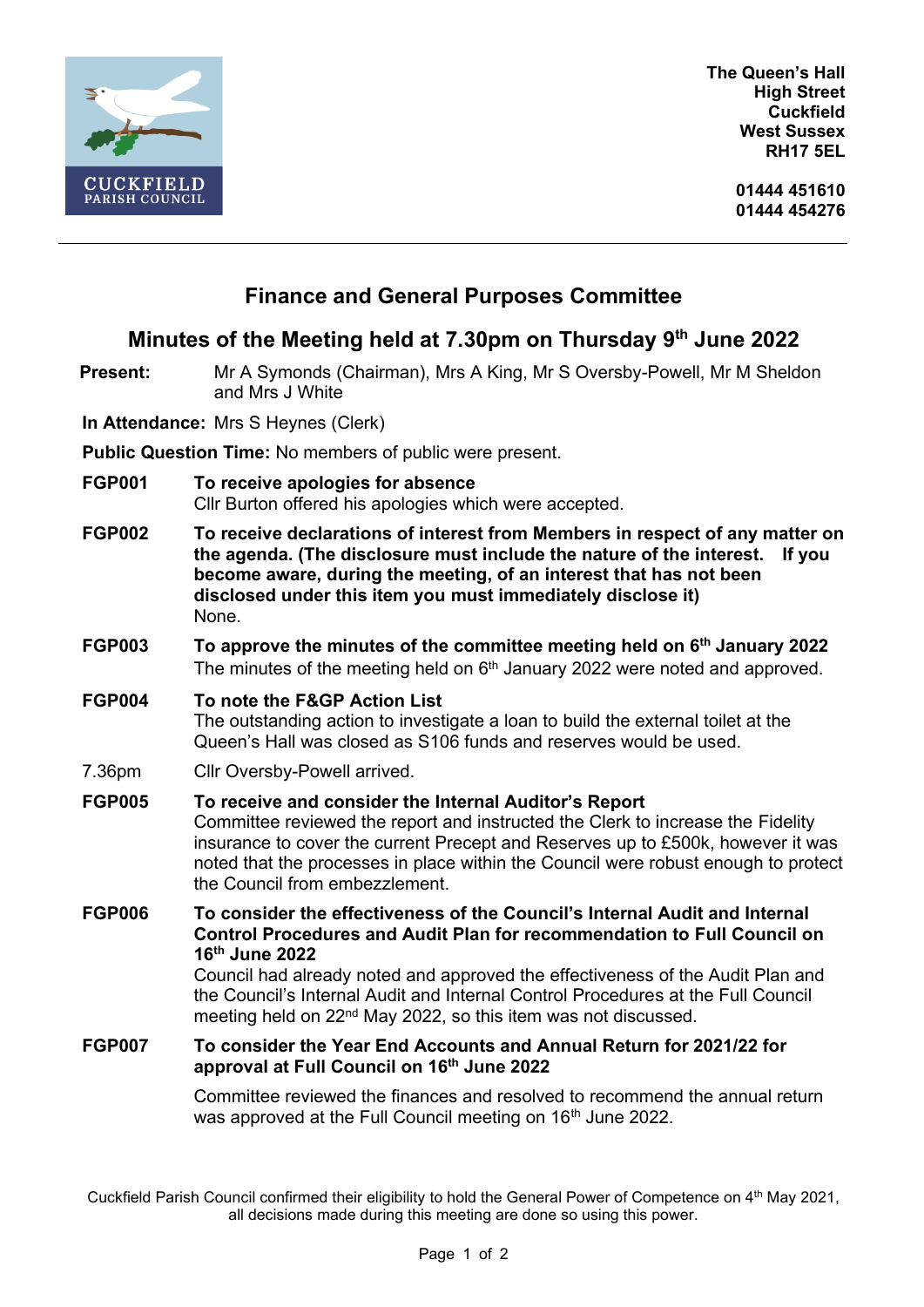The Queen's Hall
High Street
Cuckfield
West Sussex
RH17 5EL

01444 451610
01444 454276

# Finance and General Purposes Committee

## Minutes of the Meeting held at 7.30pm on Thursday 9th June 2022

**Present:** Mr A Symonds (Chairman), Mrs A King, Mr S Oversby-Powell, Mr M Sheldon and Mrs J White

**In Attendance:** Mrs S Heynes (Clerk)

**Public Question Time:** No members of public were present.

**FGP001 To receive apologies for absence**
Cllr Burton offered his apologies which were accepted.

**FGP002 To receive declarations of interest from Members in respect of any matter on the agenda. (The disclosure must include the nature of the interest. If you become aware, during the meeting, of an interest that has not been disclosed under this item you must immediately disclose it)**
None.

**FGP003 To approve the minutes of the committee meeting held on 6th January 2022**
The minutes of the meeting held on 6th January 2022 were noted and approved.

**FGP004 To note the F&GP Action List**
The outstanding action to investigate a loan to build the external toilet at the Queen's Hall was closed as S106 funds and reserves would be used.

7.36pm Cllr Oversby-Powell arrived.

**FGP005 To receive and consider the Internal Auditor's Report**
Committee reviewed the report and instructed the Clerk to increase the Fidelity insurance to cover the current Precept and Reserves up to £500k, however it was noted that the processes in place within the Council were robust enough to protect the Council from embezzlement.

**FGP006 To consider the effectiveness of the Council's Internal Audit and Internal Control Procedures and Audit Plan for recommendation to Full Council on 16th June 2022**
Council had already noted and approved the effectiveness of the Audit Plan and the Council's Internal Audit and Internal Control Procedures at the Full Council meeting held on 22nd May 2022, so this item was not discussed.

**FGP007 To consider the Year End Accounts and Annual Return for 2021/22 for approval at Full Council on 16th June 2022**

Committee reviewed the finances and resolved to recommend the annual return was approved at the Full Council meeting on 16th June 2022.

Cuckfield Parish Council confirmed their eligibility to hold the General Power of Competence on 4th May 2021, all decisions made during this meeting are done so using this power.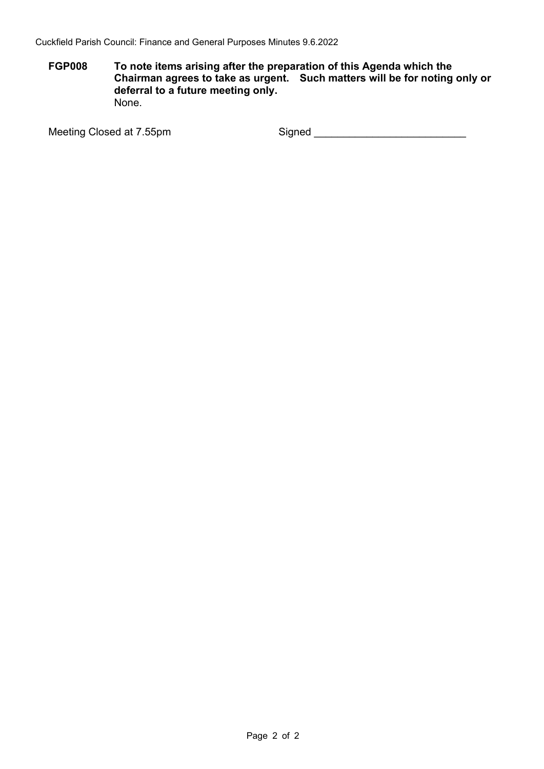**FGP008 To note items arising after the preparation of this Agenda which the Chairman agrees to take as urgent. Such matters will be for noting only or deferral to a future meeting only.**

None.

Meeting Closed at 7.55pm

Signed _________________________